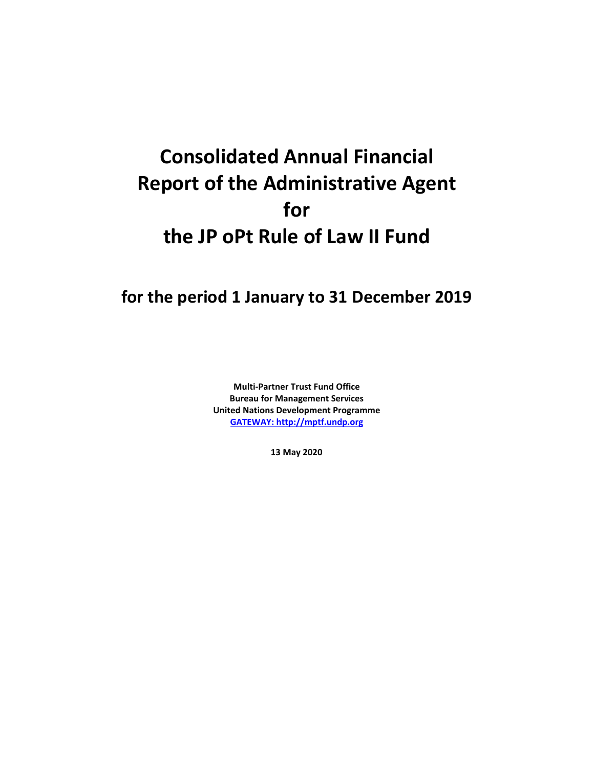# Consolidated Annual Financial Report of the Administrative Agent for the JP oPt Rule of Law II Fund

## for the period 1 January to 31 December 2019

**Multi-Partner Trust Fund Office**
**Bureau for Management Services**
**United Nations Development Programme**
**[GATEWAY: http://mptf.undp.org](http://mptf.undp.org)**

**13 May 2020**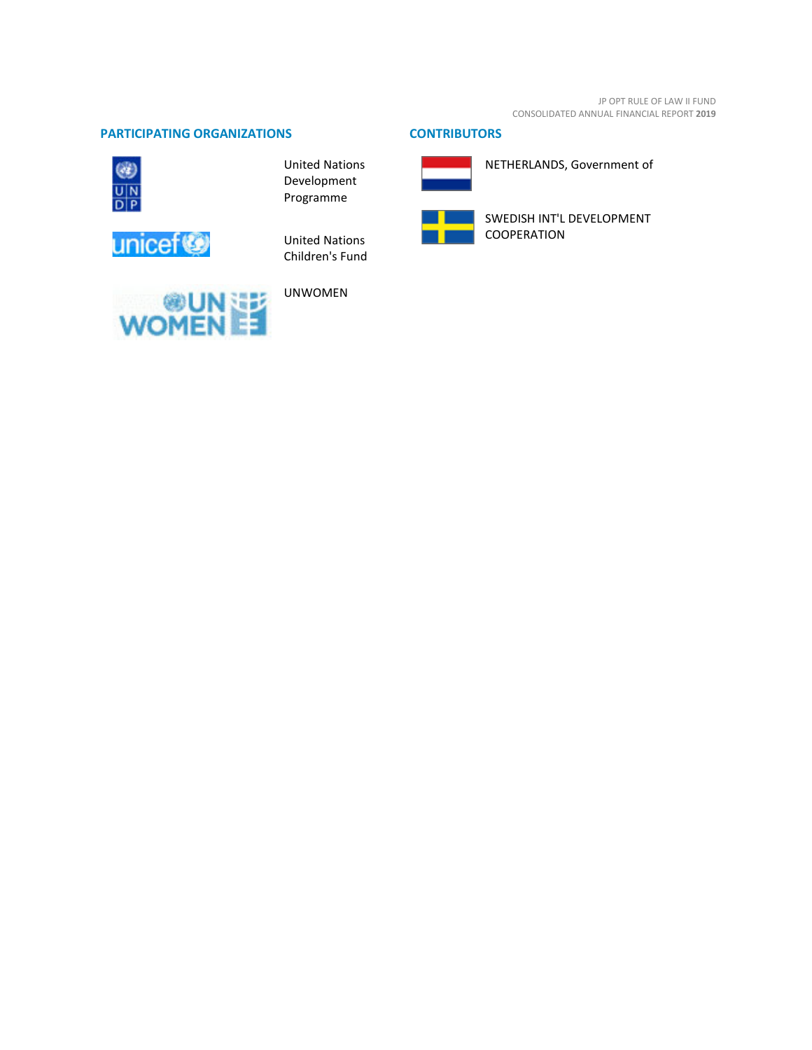## PARTICIPATING ORGANIZATIONS

United Nations Development Programme

United Nations Children's Fund

UNWOMEN

## CONTRIBUTORS

NETHERLANDS, Government of

SWEDISH INT'L DEVELOPMENT COOPERATION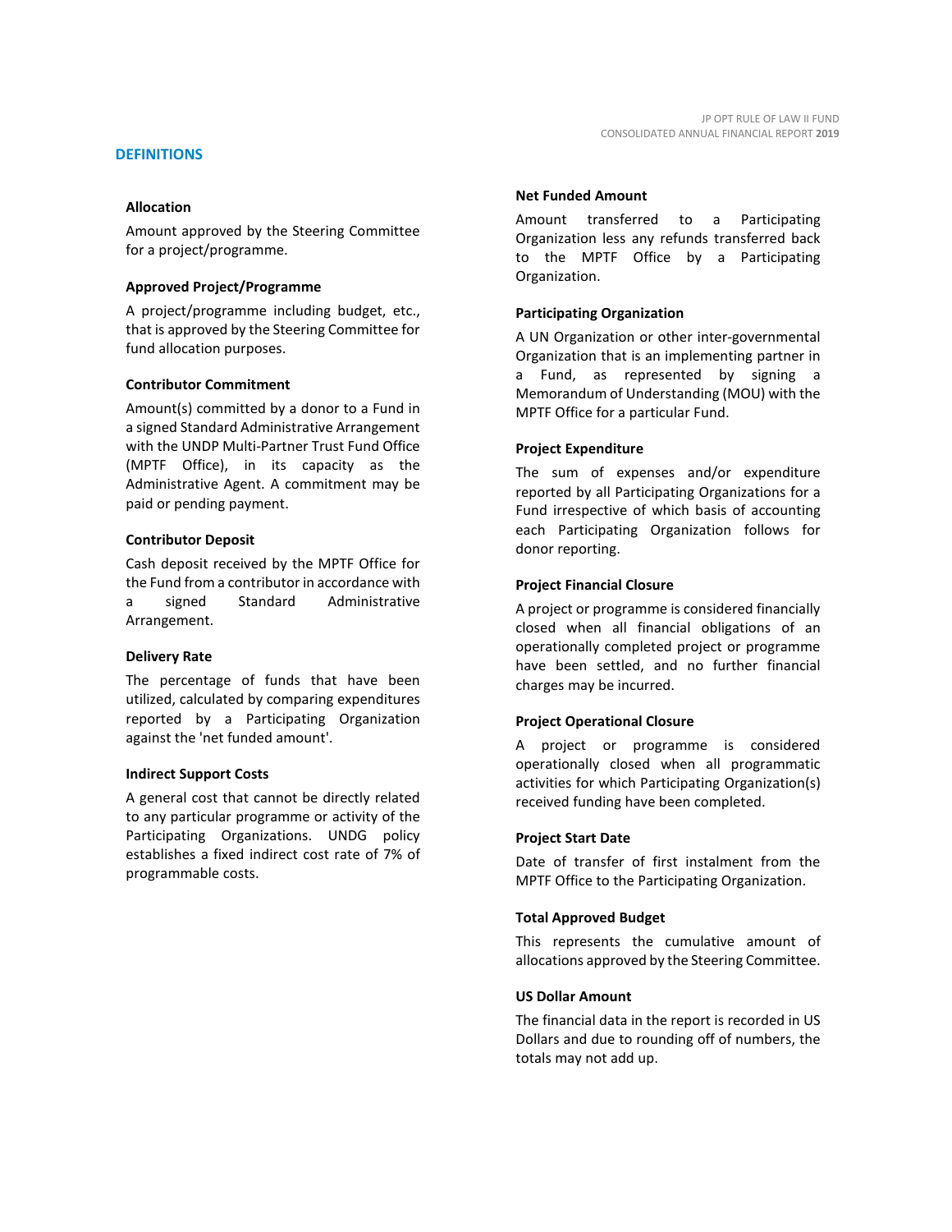## DEFINITIONS

**Allocation**

Amount approved by the Steering Committee for a project/programme.

**Approved Project/Programme**

A project/programme including budget, etc., that is approved by the Steering Committee for fund allocation purposes.

**Contributor Commitment**

Amount(s) committed by a donor to a Fund in a signed Standard Administrative Arrangement with the UNDP Multi-Partner Trust Fund Office (MPTF Office), in its capacity as the Administrative Agent. A commitment may be paid or pending payment.

**Contributor Deposit**

Cash deposit received by the MPTF Office for the Fund from a contributor in accordance with a signed Standard Administrative Arrangement.

**Delivery Rate**

The percentage of funds that have been utilized, calculated by comparing expenditures reported by a Participating Organization against the 'net funded amount'.

**Indirect Support Costs**

A general cost that cannot be directly related to any particular programme or activity of the Participating Organizations. UNDG policy establishes a fixed indirect cost rate of 7% of programmable costs.

**Net Funded Amount**

Amount transferred to a Participating Organization less any refunds transferred back to the MPTF Office by a Participating Organization.

**Participating Organization**

A UN Organization or other inter-governmental Organization that is an implementing partner in a Fund, as represented by signing a Memorandum of Understanding (MOU) with the MPTF Office for a particular Fund.

**Project Expenditure**

The sum of expenses and/or expenditure reported by all Participating Organizations for a Fund irrespective of which basis of accounting each Participating Organization follows for donor reporting.

**Project Financial Closure**

A project or programme is considered financially closed when all financial obligations of an operationally completed project or programme have been settled, and no further financial charges may be incurred.

**Project Operational Closure**

A project or programme is considered operationally closed when all programmatic activities for which Participating Organization(s) received funding have been completed.

**Project Start Date**

Date of transfer of first instalment from the MPTF Office to the Participating Organization.

**Total Approved Budget**

This represents the cumulative amount of allocations approved by the Steering Committee.

**US Dollar Amount**

The financial data in the report is recorded in US Dollars and due to rounding off of numbers, the totals may not add up.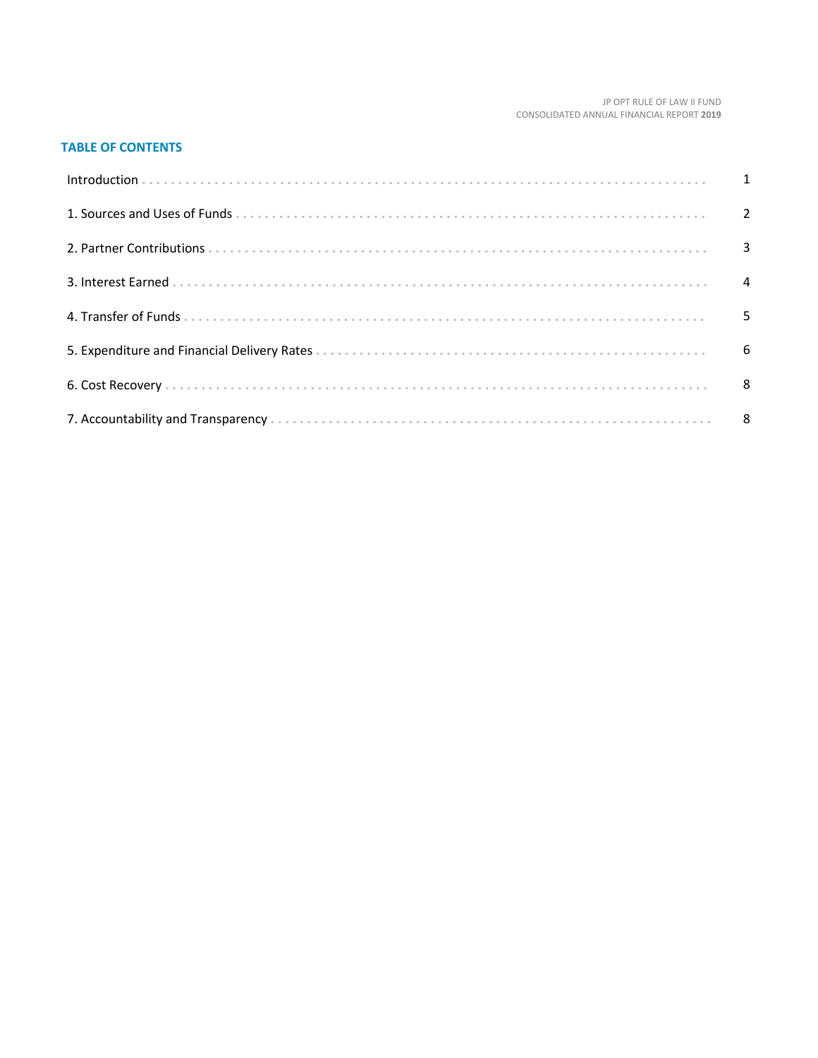## TABLE OF CONTENTS

| | |
|---|---|
| Introduction | 1 |
| 1. Sources and Uses of Funds | 2 |
| 2. Partner Contributions | 3 |
| 3. Interest Earned | 4 |
| 4. Transfer of Funds | 5 |
| 5. Expenditure and Financial Delivery Rates | 6 |
| 6. Cost Recovery | 8 |
| 7. Accountability and Transparency | 8 |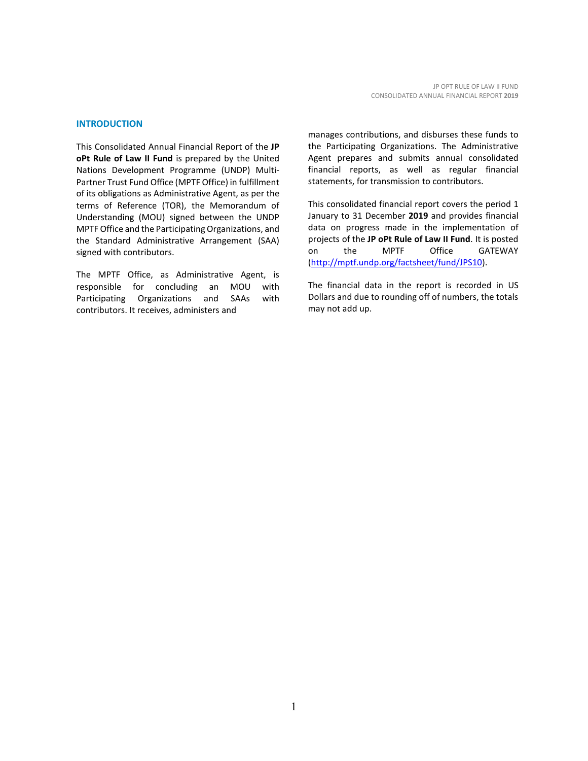## INTRODUCTION

This Consolidated Annual Financial Report of the **JP oPt Rule of Law II Fund** is prepared by the United Nations Development Programme (UNDP) Multi-Partner Trust Fund Office (MPTF Office) in fulfillment of its obligations as Administrative Agent, as per the terms of Reference (TOR), the Memorandum of Understanding (MOU) signed between the UNDP MPTF Office and the Participating Organizations, and the Standard Administrative Arrangement (SAA) signed with contributors.

The MPTF Office, as Administrative Agent, is responsible for concluding an MOU with Participating Organizations and SAAs with contributors. It receives, administers and manages contributions, and disburses these funds to the Participating Organizations. The Administrative Agent prepares and submits annual consolidated financial reports, as well as regular financial statements, for transmission to contributors.

This consolidated financial report covers the period 1 January to 31 December **2019** and provides financial data on progress made in the implementation of projects of the **JP oPt Rule of Law II Fund**. It is posted on the MPTF Office GATEWAY (http://mptf.undp.org/factsheet/fund/JPS10).

The financial data in the report is recorded in US Dollars and due to rounding off of numbers, the totals may not add up.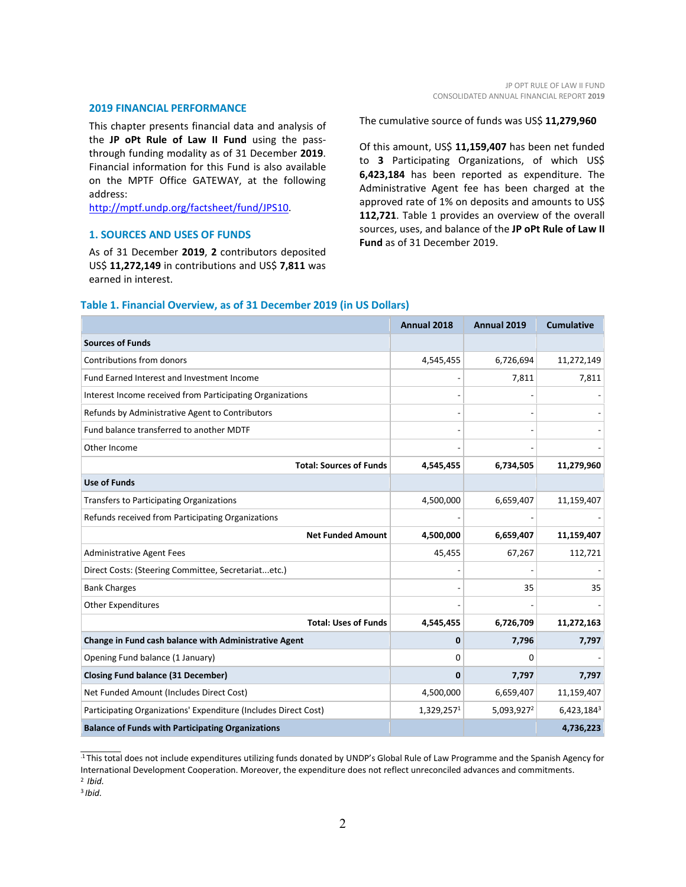## 2019 FINANCIAL PERFORMANCE

This chapter presents financial data and analysis of the **JP oPt Rule of Law II Fund** using the pass-through funding modality as of 31 December **2019**. Financial information for this Fund is also available on the MPTF Office GATEWAY, at the following address: http://mptf.undp.org/factsheet/fund/JPS10.

### 1. SOURCES AND USES OF FUNDS

As of 31 December **2019**, **2** contributors deposited US$ **11,272,149** in contributions and US$ **7,811** was earned in interest.

The cumulative source of funds was US$ **11,279,960**

Of this amount, US$ **11,159,407** has been net funded to **3** Participating Organizations, of which US$ **6,423,184** has been reported as expenditure. The Administrative Agent fee has been charged at the approved rate of 1% on deposits and amounts to US$ **112,721**. Table 1 provides an overview of the overall sources, uses, and balance of the **JP oPt Rule of Law II Fund** as of 31 December 2019.

### Table 1. Financial Overview, as of 31 December 2019 (in US Dollars)

| | Annual 2018 | Annual 2019 | Cumulative |
|---|---|---|---|
| **Sources of Funds** | | | |
| Contributions from donors | 4,545,455 | 6,726,694 | 11,272,149 |
| Fund Earned Interest and Investment Income | - | 7,811 | 7,811 |
| Interest Income received from Participating Organizations | - | - | - |
| Refunds by Administrative Agent to Contributors | - | - | - |
| Fund balance transferred to another MDTF | - | - | - |
| Other Income | - | - | - |
| **Total: Sources of Funds** | **4,545,455** | **6,734,505** | **11,279,960** |
| **Use of Funds** | | | |
| Transfers to Participating Organizations | 4,500,000 | 6,659,407 | 11,159,407 |
| Refunds received from Participating Organizations | - | - | - |
| **Net Funded Amount** | **4,500,000** | **6,659,407** | **11,159,407** |
| Administrative Agent Fees | 45,455 | 67,267 | 112,721 |
| Direct Costs: (Steering Committee, Secretariat...etc.) | - | - | - |
| Bank Charges | - | 35 | 35 |
| Other Expenditures | - | - | - |
| **Total: Uses of Funds** | **4,545,455** | **6,726,709** | **11,272,163** |
| **Change in Fund cash balance with Administrative Agent** | **0** | **7,796** | **7,797** |
| Opening Fund balance (1 January) | 0 | 0 | - |
| **Closing Fund balance (31 December)** | **0** | **7,797** | **7,797** |
| Net Funded Amount (Includes Direct Cost) | 4,500,000 | 6,659,407 | 11,159,407 |
| Participating Organizations' Expenditure (Includes Direct Cost) | 1,329,257[1] | 5,093,927[2] | 6,423,184[3] |
| **Balance of Funds with Participating Organizations** | | | **4,736,223** |

[1] This total does not include expenditures utilizing funds donated by UNDP's Global Rule of Law Programme and the Spanish Agency for International Development Cooperation. Moreover, the expenditure does not reflect unreconciled advances and commitments.
[2] *Ibid.*
[3] *Ibid.*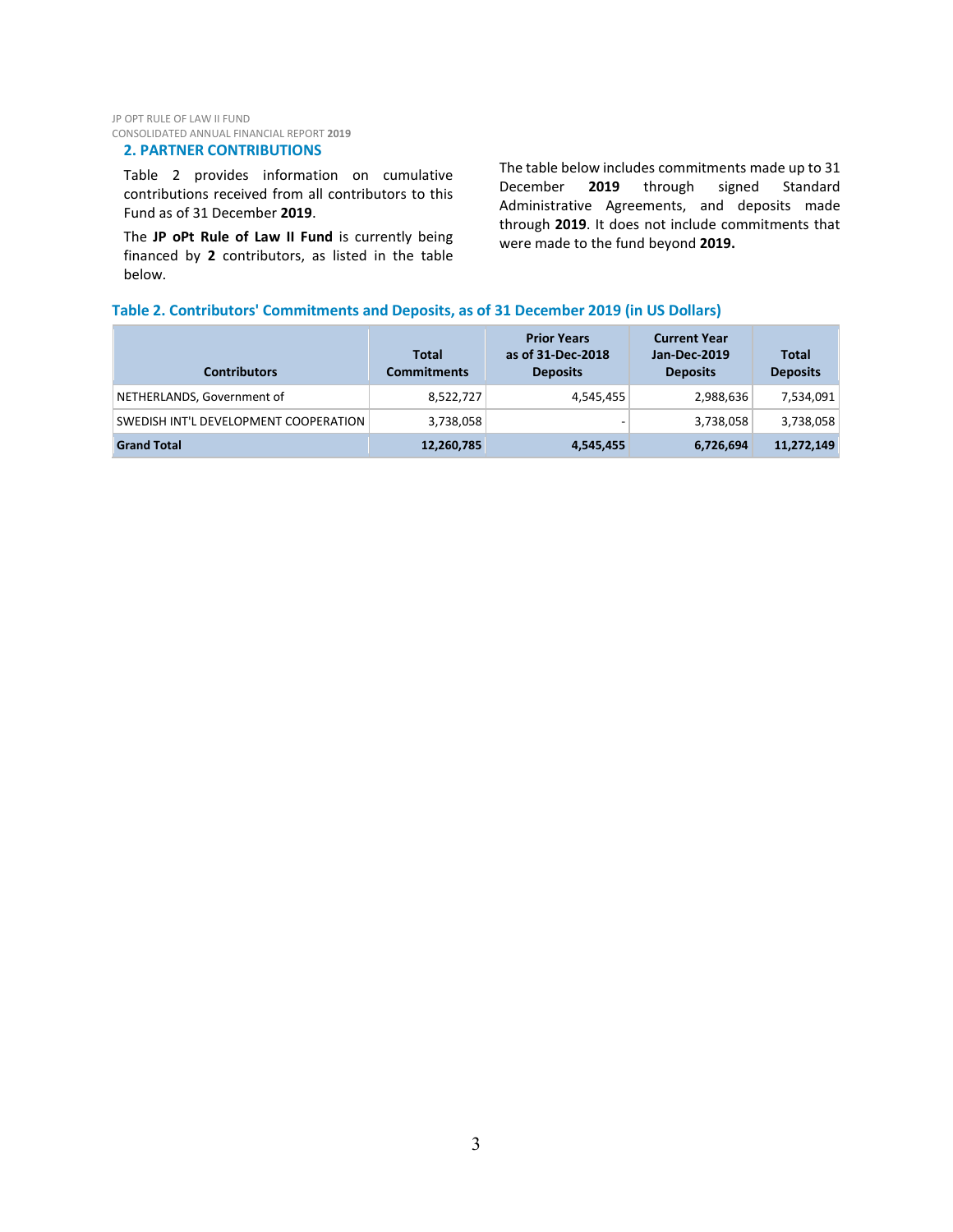## 2. PARTNER CONTRIBUTIONS

Table 2 provides information on cumulative contributions received from all contributors to this Fund as of 31 December **2019**.

The **JP oPt Rule of Law II Fund** is currently being financed by **2** contributors, as listed in the table below.

The table below includes commitments made up to 31 December **2019** through signed Standard Administrative Agreements, and deposits made through **2019**. It does not include commitments that were made to the fund beyond **2019.**

### Table 2. Contributors' Commitments and Deposits, as of 31 December 2019 (in US Dollars)

| Contributors | Total Commitments | Prior Years as of 31-Dec-2018 Deposits | Current Year Jan-Dec-2019 Deposits | Total Deposits |
|---|---|---|---|---|
| NETHERLANDS, Government of | 8,522,727 | 4,545,455 | 2,988,636 | 7,534,091 |
| SWEDISH INT'L DEVELOPMENT COOPERATION | 3,738,058 | - | 3,738,058 | 3,738,058 |
| **Grand Total** | **12,260,785** | **4,545,455** | **6,726,694** | **11,272,149** |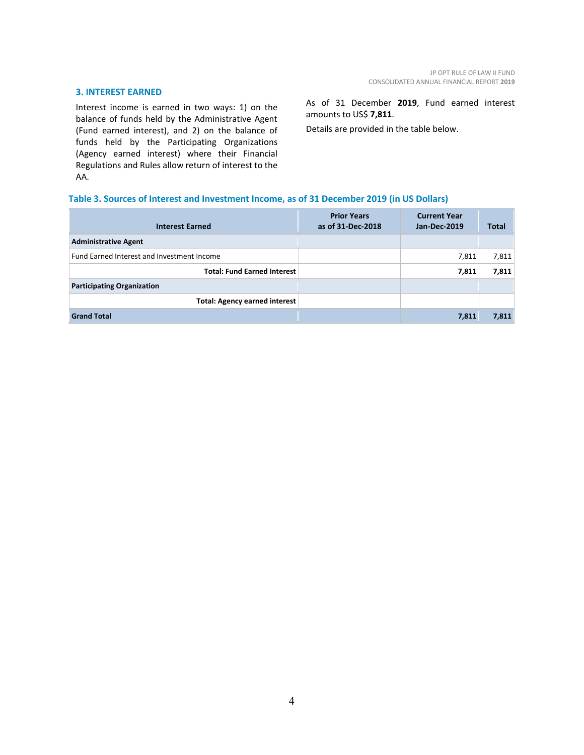## 3. INTEREST EARNED

Interest income is earned in two ways: 1) on the balance of funds held by the Administrative Agent (Fund earned interest), and 2) on the balance of funds held by the Participating Organizations (Agency earned interest) where their Financial Regulations and Rules allow return of interest to the AA.

As of 31 December **2019**, Fund earned interest amounts to US$ **7,811**.

Details are provided in the table below.

**Table 3. Sources of Interest and Investment Income, as of 31 December 2019 (in US Dollars)**

| Interest Earned | Prior Years as of 31-Dec-2018 | Current Year Jan-Dec-2019 | Total |
|---|---|---|---|
| **Administrative Agent** | | | |
| Fund Earned Interest and Investment Income | | 7,811 | 7,811 |
| **Total: Fund Earned Interest** | | **7,811** | **7,811** |
| **Participating Organization** | | | |
| **Total: Agency earned interest** | | | |
| **Grand Total** | | **7,811** | **7,811** |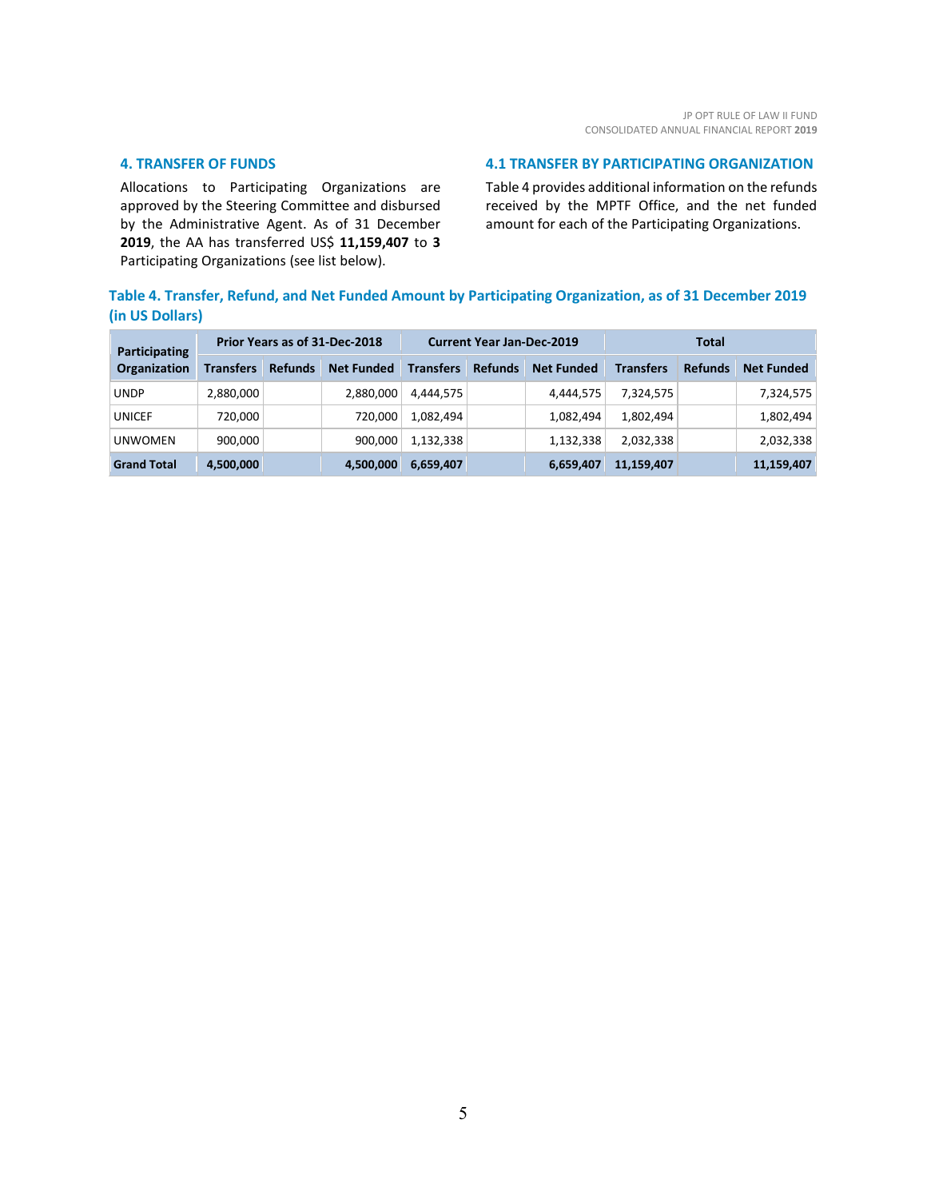## 4. TRANSFER OF FUNDS

Allocations to Participating Organizations are approved by the Steering Committee and disbursed by the Administrative Agent. As of 31 December **2019**, the AA has transferred US$ **11,159,407** to **3** Participating Organizations (see list below).

## 4.1 TRANSFER BY PARTICIPATING ORGANIZATION

Table 4 provides additional information on the refunds received by the MPTF Office, and the net funded amount for each of the Participating Organizations.

**Table 4. Transfer, Refund, and Net Funded Amount by Participating Organization, as of 31 December 2019 (in US Dollars)**

| Participating Organization | Prior Years as of 31-Dec-2018 | | | Current Year Jan-Dec-2019 | | | Total | | |
|---|---|---|---|---|---|---|---|---|---|
| | Transfers | Refunds | Net Funded | Transfers | Refunds | Net Funded | Transfers | Refunds | Net Funded |
| UNDP | 2,880,000 | | 2,880,000 | 4,444,575 | | 4,444,575 | 7,324,575 | | 7,324,575 |
| UNICEF | 720,000 | | 720,000 | 1,082,494 | | 1,082,494 | 1,802,494 | | 1,802,494 |
| UNWOMEN | 900,000 | | 900,000 | 1,132,338 | | 1,132,338 | 2,032,338 | | 2,032,338 |
| **Grand Total** | **4,500,000** | | **4,500,000** | **6,659,407** | | **6,659,407** | **11,159,407** | | **11,159,407** |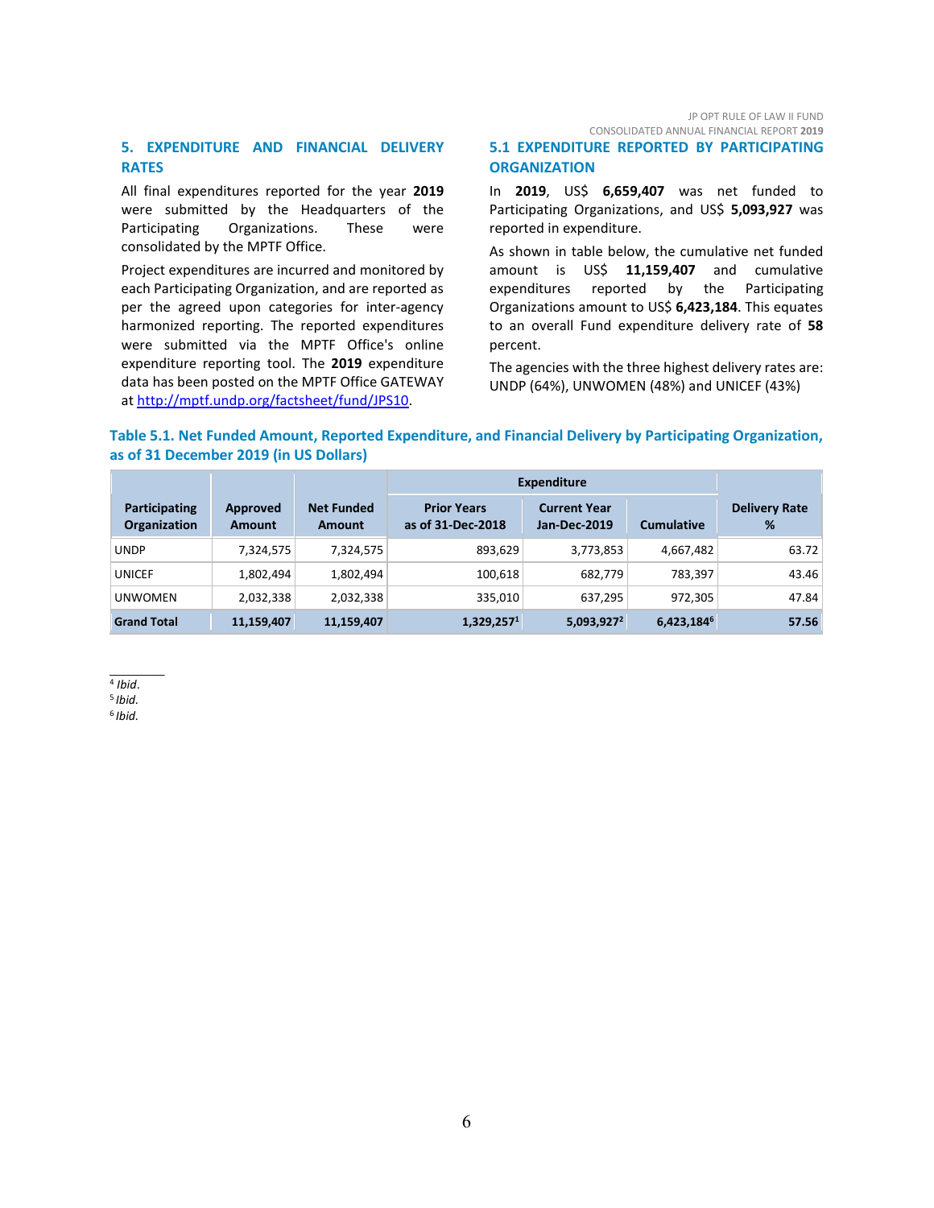## 5. EXPENDITURE AND FINANCIAL DELIVERY RATES

All final expenditures reported for the year **2019** were submitted by the Headquarters of the Participating Organizations. These were consolidated by the MPTF Office.

Project expenditures are incurred and monitored by each Participating Organization, and are reported as per the agreed upon categories for inter-agency harmonized reporting. The reported expenditures were submitted via the MPTF Office's online expenditure reporting tool. The **2019** expenditure data has been posted on the MPTF Office GATEWAY at http://mptf.undp.org/factsheet/fund/JPS10.

### 5.1 EXPENDITURE REPORTED BY PARTICIPATING ORGANIZATION

In **2019**, US$ **6,659,407** was net funded to Participating Organizations, and US$ **5,093,927** was reported in expenditure.

As shown in table below, the cumulative net funded amount is US$ **11,159,407** and cumulative expenditures reported by the Participating Organizations amount to US$ **6,423,184**. This equates to an overall Fund expenditure delivery rate of **58** percent.

The agencies with the three highest delivery rates are: UNDP (64%), UNWOMEN (48%) and UNICEF (43%)

**Table 5.1. Net Funded Amount, Reported Expenditure, and Financial Delivery by Participating Organization, as of 31 December 2019 (in US Dollars)**

| Participating Organization | Approved Amount | Net Funded Amount | Expenditure | | | Delivery Rate % |
|---|---|---|---|---|---|---|
| | | | Prior Years as of 31-Dec-2018 | Current Year Jan-Dec-2019 | Cumulative | |
| UNDP | 7,324,575 | 7,324,575 | 893,629 | 3,773,853 | 4,667,482 | 63.72 |
| UNICEF | 1,802,494 | 1,802,494 | 100,618 | 682,779 | 783,397 | 43.46 |
| UNWOMEN | 2,032,338 | 2,032,338 | 335,010 | 637,295 | 972,305 | 47.84 |
| **Grand Total** | **11,159,407** | **11,159,407** | **1,329,257**[1] | **5,093,927**[2] | **6,423,184**[6] | **57.56** |

---

[4] *Ibid.*
[5] *Ibid.*
[6] *Ibid.*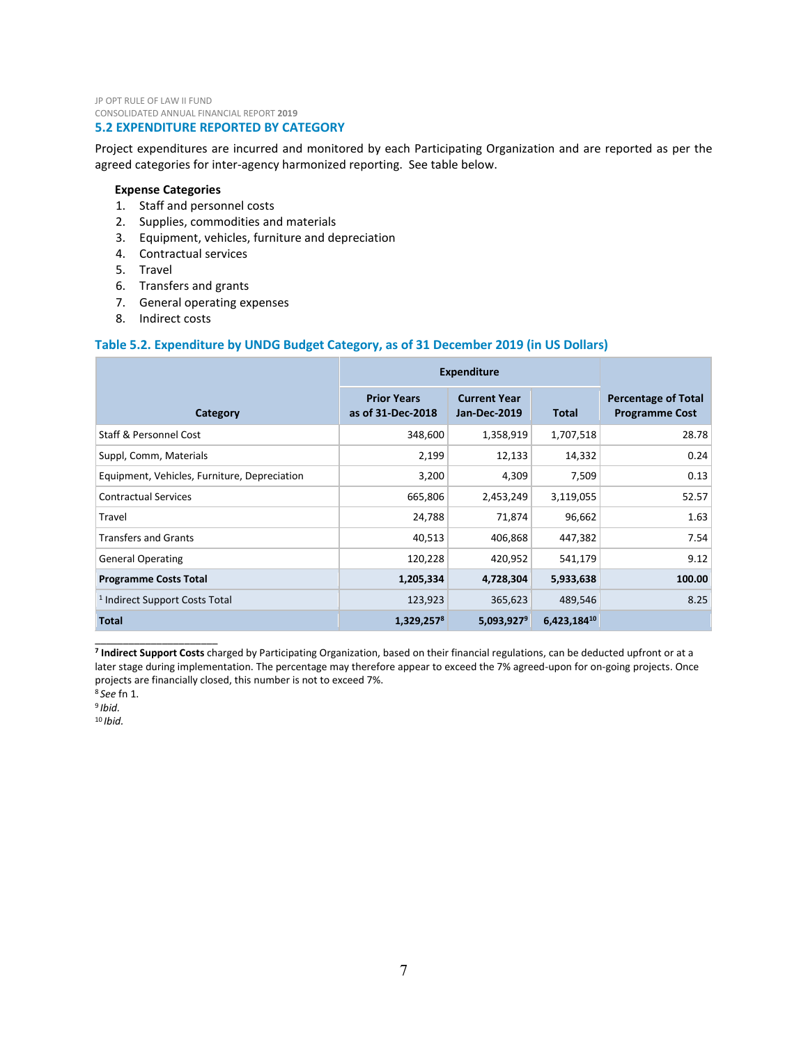## 5.2 EXPENDITURE REPORTED BY CATEGORY

Project expenditures are incurred and monitored by each Participating Organization and are reported as per the agreed categories for inter-agency harmonized reporting. See table below.

**Expense Categories**

1. Staff and personnel costs
2. Supplies, commodities and materials
3. Equipment, vehicles, furniture and depreciation
4. Contractual services
5. Travel
6. Transfers and grants
7. General operating expenses
8. Indirect costs

### Table 5.2. Expenditure by UNDG Budget Category, as of 31 December 2019 (in US Dollars)

| Category | Expenditure | | | Percentage of Total Programme Cost |
|---|---|---|---|---|
| | Prior Years as of 31-Dec-2018 | Current Year Jan-Dec-2019 | Total | |
| Staff & Personnel Cost | 348,600 | 1,358,919 | 1,707,518 | 28.78 |
| Suppl, Comm, Materials | 2,199 | 12,133 | 14,332 | 0.24 |
| Equipment, Vehicles, Furniture, Depreciation | 3,200 | 4,309 | 7,509 | 0.13 |
| Contractual Services | 665,806 | 2,453,249 | 3,119,055 | 52.57 |
| Travel | 24,788 | 71,874 | 96,662 | 1.63 |
| Transfers and Grants | 40,513 | 406,868 | 447,382 | 7.54 |
| General Operating | 120,228 | 420,952 | 541,179 | 9.12 |
| **Programme Costs Total** | **1,205,334** | **4,728,304** | **5,933,638** | **100.00** |
| [1] Indirect Support Costs Total | 123,923 | 365,623 | 489,546 | 8.25 |
| **Total** | **1,329,257**[8] | **5,093,927**[9] | **6,423,184**[10] | |

[7] **Indirect Support Costs** charged by Participating Organization, based on their financial regulations, can be deducted upfront or at a later stage during implementation. The percentage may therefore appear to exceed the 7% agreed-upon for on-going projects. Once projects are financially closed, this number is not to exceed 7%.

[8] *See* fn 1.

[9] *Ibid.*

[10] *Ibid.*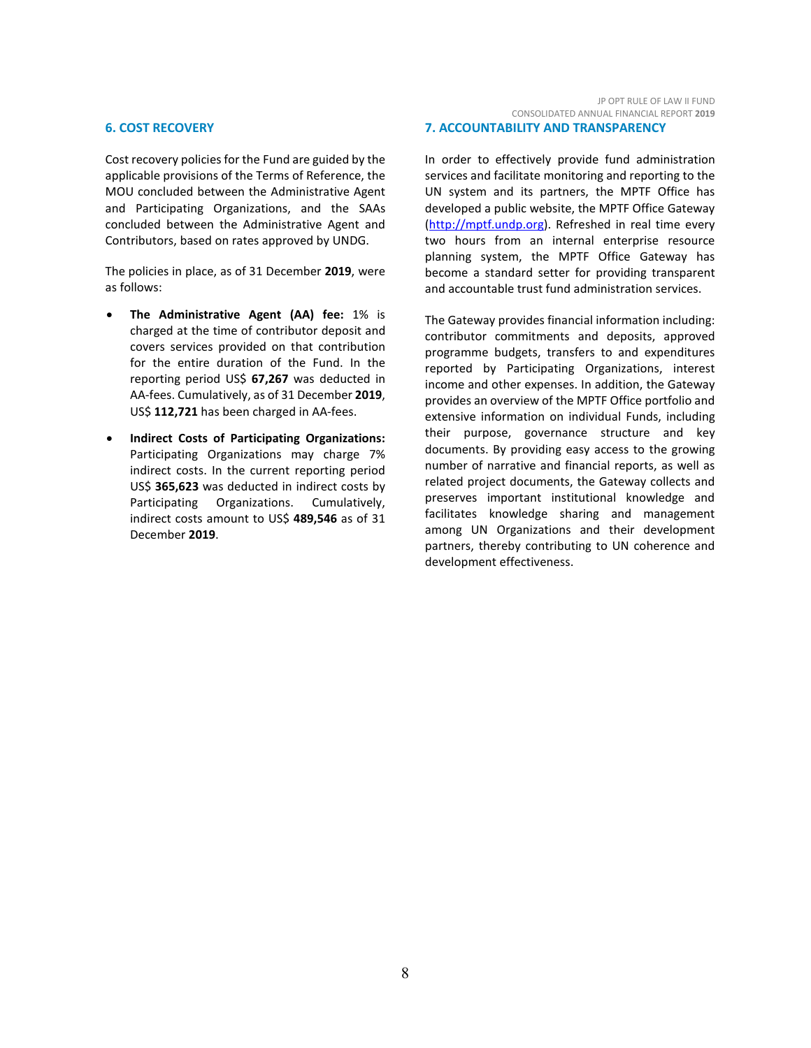## 6. COST RECOVERY

Cost recovery policies for the Fund are guided by the applicable provisions of the Terms of Reference, the MOU concluded between the Administrative Agent and Participating Organizations, and the SAAs concluded between the Administrative Agent and Contributors, based on rates approved by UNDG.

The policies in place, as of 31 December **2019**, were as follows:

- **The Administrative Agent (AA) fee:** 1% is charged at the time of contributor deposit and covers services provided on that contribution for the entire duration of the Fund. In the reporting period US$ **67,267** was deducted in AA-fees. Cumulatively, as of 31 December **2019**, US$ **112,721** has been charged in AA-fees.
- **Indirect Costs of Participating Organizations:** Participating Organizations may charge 7% indirect costs. In the current reporting period US$ **365,623** was deducted in indirect costs by Participating Organizations. Cumulatively, indirect costs amount to US$ **489,546** as of 31 December **2019**.

## 7. ACCOUNTABILITY AND TRANSPARENCY

In order to effectively provide fund administration services and facilitate monitoring and reporting to the UN system and its partners, the MPTF Office has developed a public website, the MPTF Office Gateway (http://mptf.undp.org). Refreshed in real time every two hours from an internal enterprise resource planning system, the MPTF Office Gateway has become a standard setter for providing transparent and accountable trust fund administration services.

The Gateway provides financial information including: contributor commitments and deposits, approved programme budgets, transfers to and expenditures reported by Participating Organizations, interest income and other expenses. In addition, the Gateway provides an overview of the MPTF Office portfolio and extensive information on individual Funds, including their purpose, governance structure and key documents. By providing easy access to the growing number of narrative and financial reports, as well as related project documents, the Gateway collects and preserves important institutional knowledge and facilitates knowledge sharing and management among UN Organizations and their development partners, thereby contributing to UN coherence and development effectiveness.